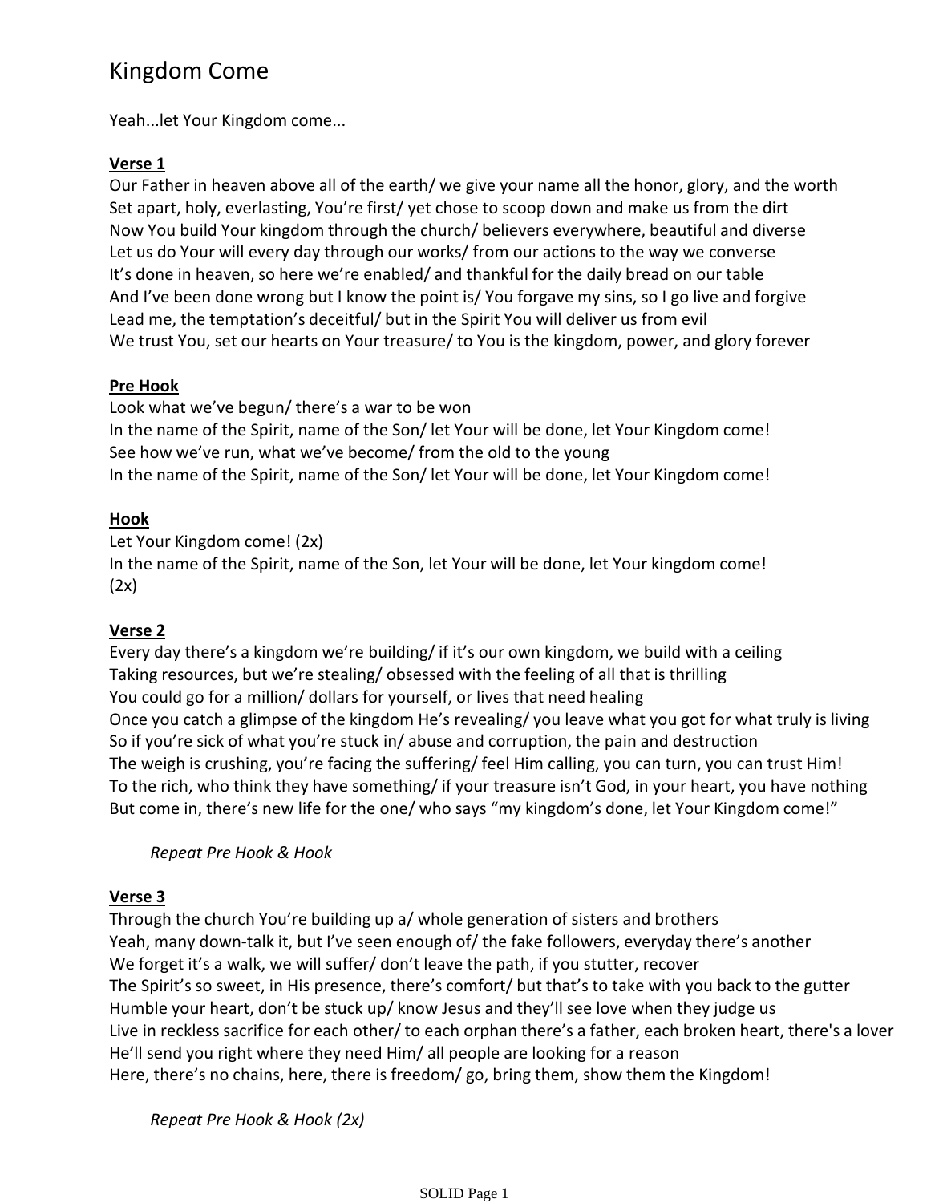# Kingdom Come

Yeah...let Your Kingdom come...

**Verse 1**

Our Father in heaven above all of the earth/ we give your name all the honor, glory, and the worth
Set apart, holy, everlasting, You're first/ yet chose to scoop down and make us from the dirt
Now You build Your kingdom through the church/ believers everywhere, beautiful and diverse
Let us do Your will every day through our works/ from our actions to the way we converse
It's done in heaven, so here we're enabled/ and thankful for the daily bread on our table
And I've been done wrong but I know the point is/ You forgave my sins, so I go live and forgive
Lead me, the temptation's deceitful/ but in the Spirit You will deliver us from evil
We trust You, set our hearts on Your treasure/ to You is the kingdom, power, and glory forever

**Pre Hook**

Look what we've begun/ there's a war to be won
In the name of the Spirit, name of the Son/ let Your will be done, let Your Kingdom come!
See how we've run, what we've become/ from the old to the young
In the name of the Spirit, name of the Son/ let Your will be done, let Your Kingdom come!

**Hook**

Let Your Kingdom come! (2x)
In the name of the Spirit, name of the Son, let Your will be done, let Your kingdom come!
(2x)

**Verse 2**

Every day there's a kingdom we're building/ if it's our own kingdom, we build with a ceiling
Taking resources, but we're stealing/ obsessed with the feeling of all that is thrilling
You could go for a million/ dollars for yourself, or lives that need healing
Once you catch a glimpse of the kingdom He's revealing/ you leave what you got for what truly is living
So if you're sick of what you're stuck in/ abuse and corruption, the pain and destruction
The weigh is crushing, you're facing the suffering/ feel Him calling, you can turn, you can trust Him!
To the rich, who think they have something/ if your treasure isn't God, in your heart, you have nothing
But come in, there's new life for the one/ who says "my kingdom's done, let Your Kingdom come!"

*Repeat Pre Hook & Hook*

**Verse 3**

Through the church You're building up a/ whole generation of sisters and brothers
Yeah, many down-talk it, but I've seen enough of/ the fake followers, everyday there's another
We forget it's a walk, we will suffer/ don't leave the path, if you stutter, recover
The Spirit's so sweet, in His presence, there's comfort/ but that's to take with you back to the gutter
Humble your heart, don't be stuck up/ know Jesus and they'll see love when they judge us
Live in reckless sacrifice for each other/ to each orphan there's a father, each broken heart, there's a lover
He'll send you right where they need Him/ all people are looking for a reason
Here, there's no chains, here, there is freedom/ go, bring them, show them the Kingdom!

*Repeat Pre Hook & Hook (2x)*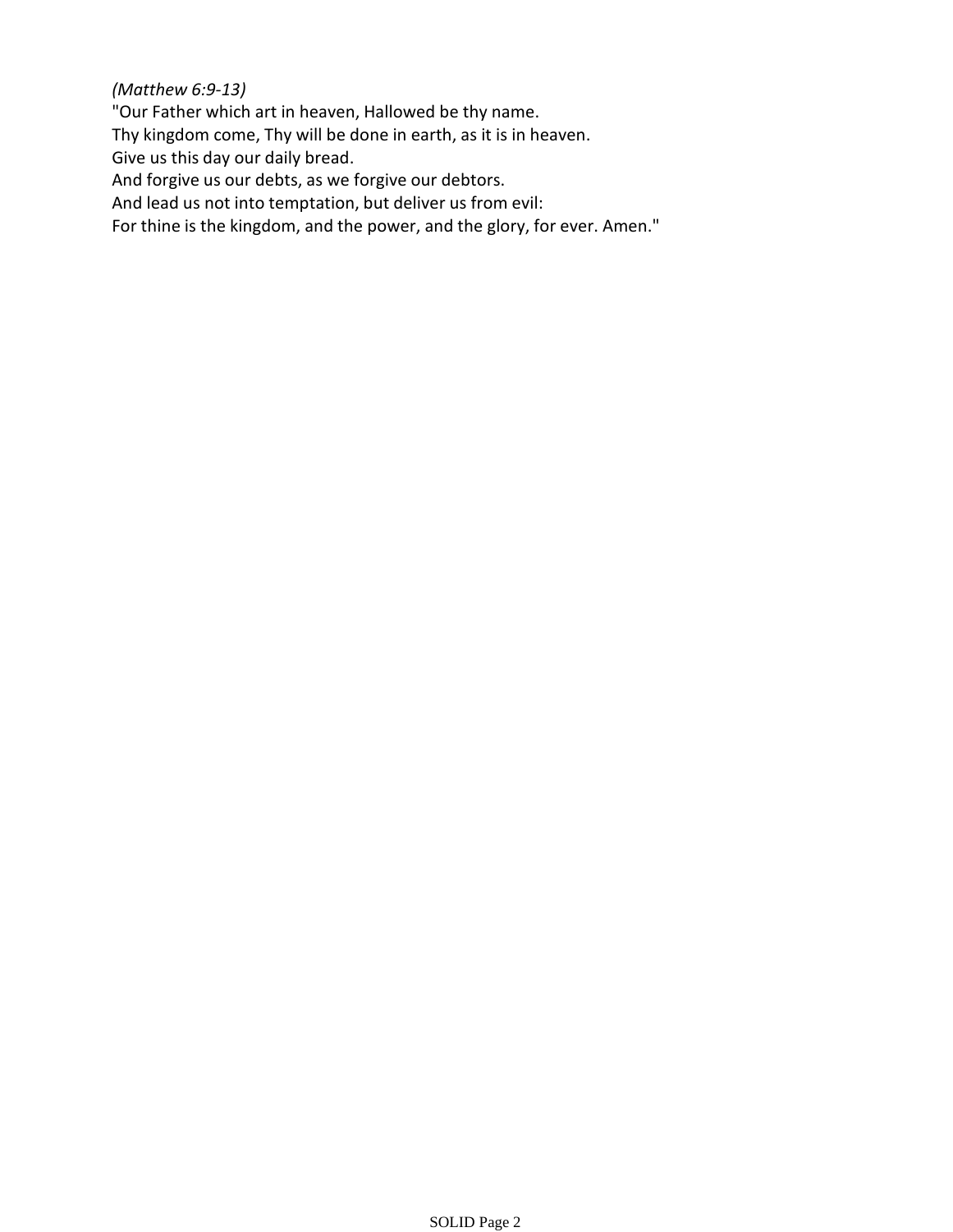*(Matthew 6:9-13)*
"Our Father which art in heaven, Hallowed be thy name.
Thy kingdom come, Thy will be done in earth, as it is in heaven.
Give us this day our daily bread.
And forgive us our debts, as we forgive our debtors.
And lead us not into temptation, but deliver us from evil:
For thine is the kingdom, and the power, and the glory, for ever. Amen."